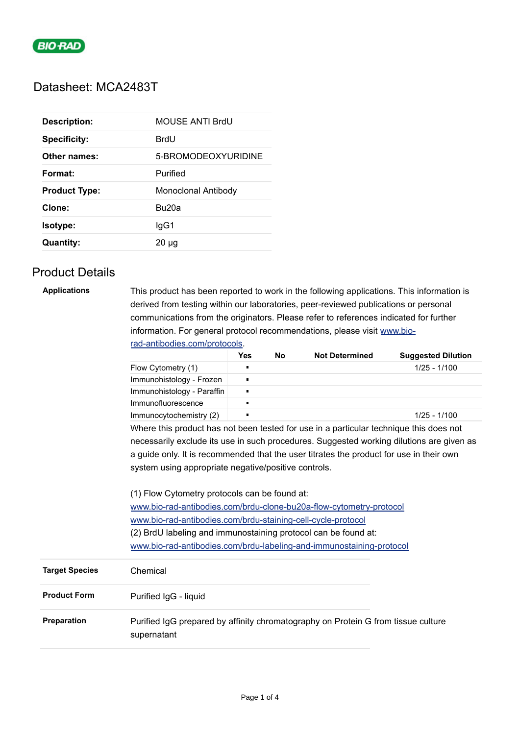BIO-RAD

# Datasheet: MCA2483T

| | |
|---|---|
| **Description:** | MOUSE ANTI BrdU |
| **Specificity:** | BrdU |
| **Other names:** | 5-BROMODEOXYURIDINE |
| **Format:** | Purified |
| **Product Type:** | Monoclonal Antibody |
| **Clone:** | Bu20a |
| **Isotype:** | IgG1 |
| **Quantity:** | 20 µg |

## Product Details

**Applications**

This product has been reported to work in the following applications. This information is derived from testing within our laboratories, peer-reviewed publications or personal communications from the originators. Please refer to references indicated for further information. For general protocol recommendations, please visit www.bio-rad-antibodies.com/protocols.

| | Yes | No | Not Determined | Suggested Dilution |
|---|---|---|---|---|
| Flow Cytometry (1) | ▪ | | | 1/25 - 1/100 |
| Immunohistology - Frozen | ▪ | | | |
| Immunohistology - Paraffin | ▪ | | | |
| Immunofluorescence | ▪ | | | |
| Immunocytochemistry (2) | ▪ | | | 1/25 - 1/100 |

Where this product has not been tested for use in a particular technique this does not necessarily exclude its use in such procedures. Suggested working dilutions are given as a guide only. It is recommended that the user titrates the product for use in their own system using appropriate negative/positive controls.

(1) Flow Cytometry protocols can be found at:
www.bio-rad-antibodies.com/brdu-clone-bu20a-flow-cytometry-protocol
www.bio-rad-antibodies.com/brdu-staining-cell-cycle-protocol
(2) BrdU labeling and immunostaining protocol can be found at:
www.bio-rad-antibodies.com/brdu-labeling-and-immunostaining-protocol

| | |
|---|---|
| **Target Species** | Chemical |
| **Product Form** | Purified IgG - liquid |
| **Preparation** | Purified IgG prepared by affinity chromatography on Protein G from tissue culture supernatant |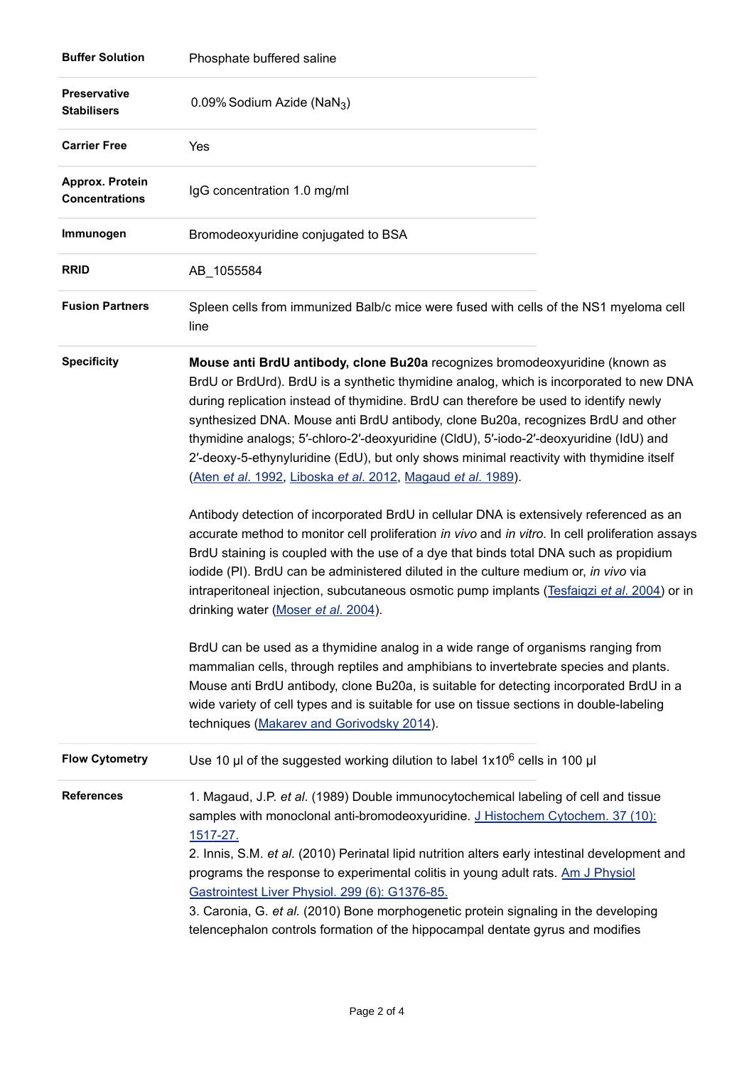| | |
|---|---|
| **Buffer Solution** | Phosphate buffered saline |
| **Preservative Stabilisers** | 0.09% Sodium Azide ($NaN_3$) |
| **Carrier Free** | Yes |
| **Approx. Protein Concentrations** | IgG concentration 1.0 mg/ml |
| **Immunogen** | Bromodeoxyuridine conjugated to BSA |
| **RRID** | AB_1055584 |
| **Fusion Partners** | Spleen cells from immunized Balb/c mice were fused with cells of the NS1 myeloma cell line |

**Specificity**

**Mouse anti BrdU antibody, clone Bu20a** recognizes bromodeoxyuridine (known as BrdU or BrdUrd). BrdU is a synthetic thymidine analog, which is incorporated to new DNA during replication instead of thymidine. BrdU can therefore be used to identify newly synthesized DNA. Mouse anti BrdU antibody, clone Bu20a, recognizes BrdU and other thymidine analogs; 5′-chloro-2′-deoxyuridine (CldU), 5′-iodo-2′-deoxyuridine (IdU) and 2′-deoxy-5-ethynyluridine (EdU), but only shows minimal reactivity with thymidine itself (Aten *et al*. 1992, Liboska *et al*. 2012, Magaud *et al*. 1989).

Antibody detection of incorporated BrdU in cellular DNA is extensively referenced as an accurate method to monitor cell proliferation *in vivo* and *in vitro*. In cell proliferation assays BrdU staining is coupled with the use of a dye that binds total DNA such as propidium iodide (PI). BrdU can be administered diluted in the culture medium or, *in vivo* via intraperitoneal injection, subcutaneous osmotic pump implants (Tesfaigzi *et al*. 2004) or in drinking water (Moser *et al*. 2004).

BrdU can be used as a thymidine analog in a wide range of organisms ranging from mammalian cells, through reptiles and amphibians to invertebrate species and plants. Mouse anti BrdU antibody, clone Bu20a, is suitable for detecting incorporated BrdU in a wide variety of cell types and is suitable for use on tissue sections in double-labeling techniques (Makarev and Gorivodsky 2014).

**Flow Cytometry**

Use 10 µl of the suggested working dilution to label $1x10^6$ cells in 100 µl

**References**

1. Magaud, J.P. *et al.* (1989) Double immunocytochemical labeling of cell and tissue samples with monoclonal anti-bromodeoxyuridine. J Histochem Cytochem. 37 (10): 1517-27.
2. Innis, S.M. *et al.* (2010) Perinatal lipid nutrition alters early intestinal development and programs the response to experimental colitis in young adult rats. Am J Physiol Gastrointest Liver Physiol. 299 (6): G1376-85.
3. Caronia, G. *et al.* (2010) Bone morphogenetic protein signaling in the developing telencephalon controls formation of the hippocampal dentate gyrus and modifies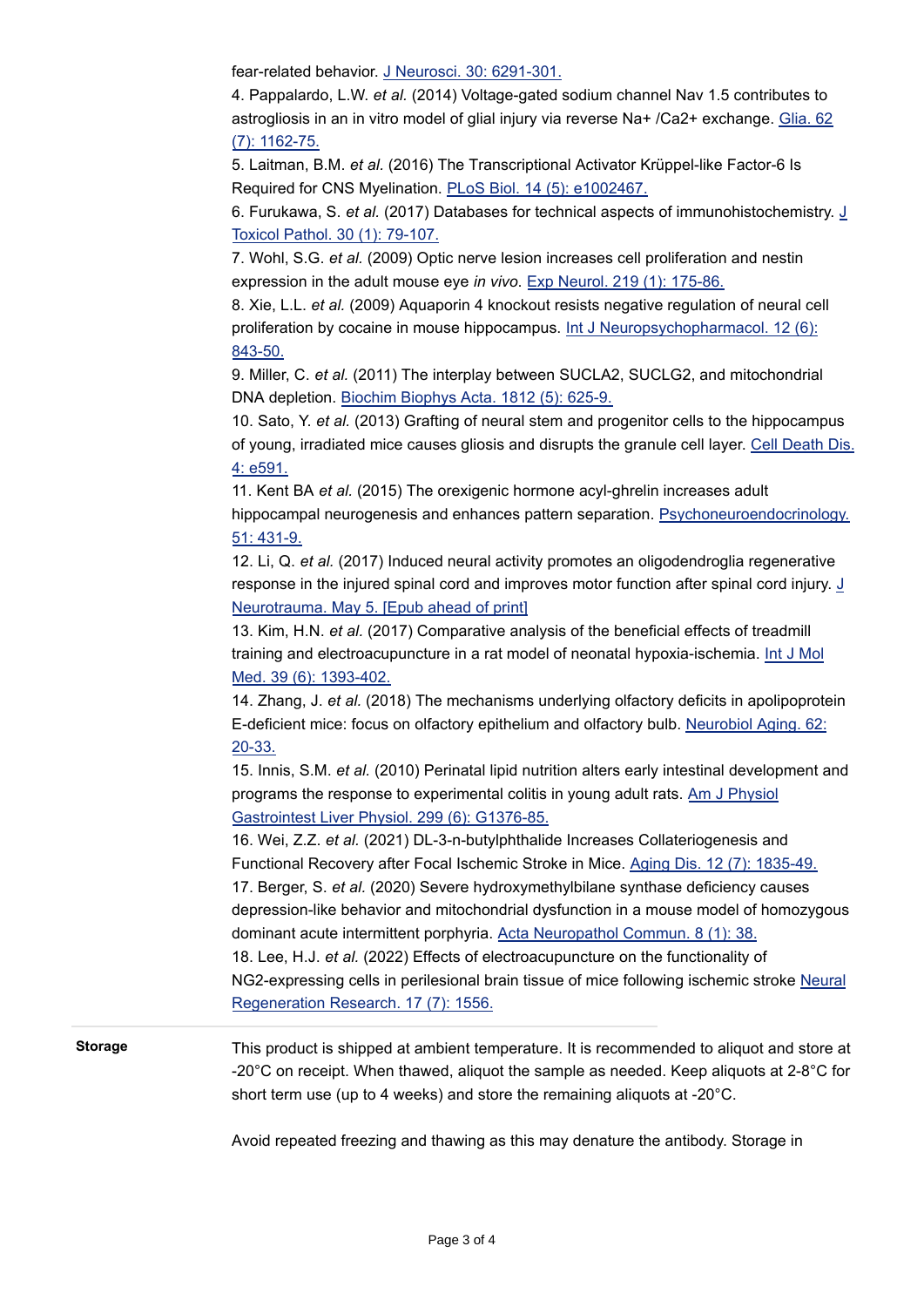fear-related behavior. J Neurosci. 30: 6291-301.

4. Pappalardo, L.W. *et al.* (2014) Voltage-gated sodium channel Nav 1.5 contributes to astrogliosis in an in vitro model of glial injury via reverse Na+ /Ca2+ exchange. Glia. 62 (7): 1162-75.

5. Laitman, B.M. *et al.* (2016) The Transcriptional Activator Krüppel-like Factor-6 Is Required for CNS Myelination. PLoS Biol. 14 (5): e1002467.

6. Furukawa, S. *et al.* (2017) Databases for technical aspects of immunohistochemistry. J Toxicol Pathol. 30 (1): 79-107.

7. Wohl, S.G. *et al.* (2009) Optic nerve lesion increases cell proliferation and nestin expression in the adult mouse eye *in vivo*. Exp Neurol. 219 (1): 175-86.

8. Xie, L.L. *et al.* (2009) Aquaporin 4 knockout resists negative regulation of neural cell proliferation by cocaine in mouse hippocampus. Int J Neuropsychopharmacol. 12 (6): 843-50.

9. Miller, C. *et al.* (2011) The interplay between SUCLA2, SUCLG2, and mitochondrial DNA depletion. Biochim Biophys Acta. 1812 (5): 625-9.

10. Sato, Y. *et al.* (2013) Grafting of neural stem and progenitor cells to the hippocampus of young, irradiated mice causes gliosis and disrupts the granule cell layer. Cell Death Dis. 4: e591.

11. Kent BA *et al.* (2015) The orexigenic hormone acyl-ghrelin increases adult hippocampal neurogenesis and enhances pattern separation. Psychoneuroendocrinology. 51: 431-9.

12. Li, Q. *et al.* (2017) Induced neural activity promotes an oligodendroglia regenerative response in the injured spinal cord and improves motor function after spinal cord injury. J Neurotrauma. May 5. [Epub ahead of print]

13. Kim, H.N. *et al.* (2017) Comparative analysis of the beneficial effects of treadmill training and electroacupuncture in a rat model of neonatal hypoxia-ischemia. Int J Mol Med. 39 (6): 1393-402.

14. Zhang, J. *et al.* (2018) The mechanisms underlying olfactory deficits in apolipoprotein E-deficient mice: focus on olfactory epithelium and olfactory bulb. Neurobiol Aging. 62: 20-33.

15. Innis, S.M. *et al.* (2010) Perinatal lipid nutrition alters early intestinal development and programs the response to experimental colitis in young adult rats. Am J Physiol Gastrointest Liver Physiol. 299 (6): G1376-85.

16. Wei, Z.Z. *et al.* (2021) DL-3-n-butylphthalide Increases Collateriogenesis and Functional Recovery after Focal Ischemic Stroke in Mice. Aging Dis. 12 (7): 1835-49.

17. Berger, S. *et al.* (2020) Severe hydroxymethylbilane synthase deficiency causes depression-like behavior and mitochondrial dysfunction in a mouse model of homozygous dominant acute intermittent porphyria. Acta Neuropathol Commun. 8 (1): 38.

18. Lee, H.J. *et al.* (2022) Effects of electroacupuncture on the functionality of NG2-expressing cells in perilesional brain tissue of mice following ischemic stroke Neural Regeneration Research. 17 (7): 1556.

**Storage**

This product is shipped at ambient temperature. It is recommended to aliquot and store at -20°C on receipt. When thawed, aliquot the sample as needed. Keep aliquots at 2-8°C for short term use (up to 4 weeks) and store the remaining aliquots at -20°C.

Avoid repeated freezing and thawing as this may denature the antibody. Storage in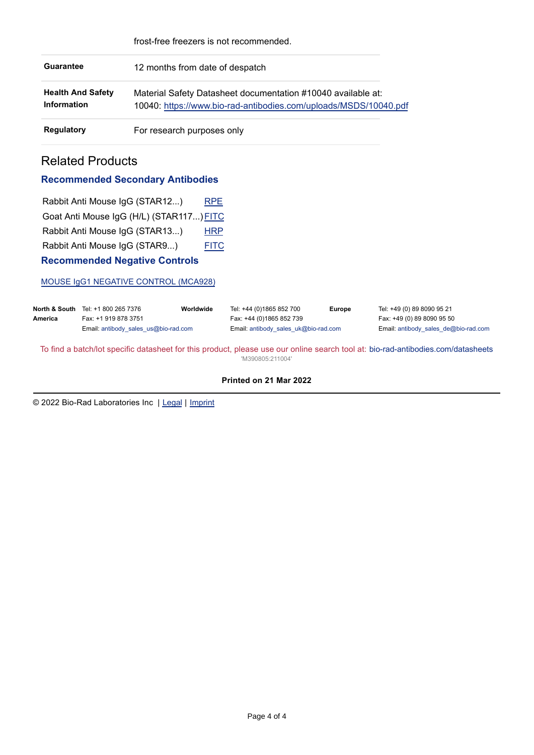| | |
|---|---|
| | frost-free freezers is not recommended. |
| **Guarantee** | 12 months from date of despatch |
| **Health And Safety Information** | Material Safety Datasheet documentation #10040 available at: 10040: https://www.bio-rad-antibodies.com/uploads/MSDS/10040.pdf |
| **Regulatory** | For research purposes only |

## Related Products

### Recommended Secondary Antibodies

| | |
|---|---|
| Rabbit Anti Mouse IgG (STAR12...) | RPE |
| Goat Anti Mouse IgG (H/L) (STAR117...) | FITC |
| Rabbit Anti Mouse IgG (STAR13...) | HRP |
| Rabbit Anti Mouse IgG (STAR9...) | FITC |

### Recommended Negative Controls

MOUSE IgG1 NEGATIVE CONTROL (MCA928)

| | | | | | |
|---|---|---|---|---|---|
| **North & South America** | Tel: +1 800 265 7376<br>Fax: +1 919 878 3751<br>Email: antibody_sales_us@bio-rad.com | **Worldwide** | Tel: +44 (0)1865 852 700<br>Fax: +44 (0)1865 852 739<br>Email: antibody_sales_uk@bio-rad.com | **Europe** | Tel: +49 (0) 89 8090 95 21<br>Fax: +49 (0) 89 8090 95 50<br>Email: antibody_sales_de@bio-rad.com |

To find a batch/lot specific datasheet for this product, please use our online search tool at: bio-rad-antibodies.com/datasheets

'M390805:211004'

**Printed on 21 Mar 2022**

© 2022 Bio-Rad Laboratories Inc | Legal | Imprint